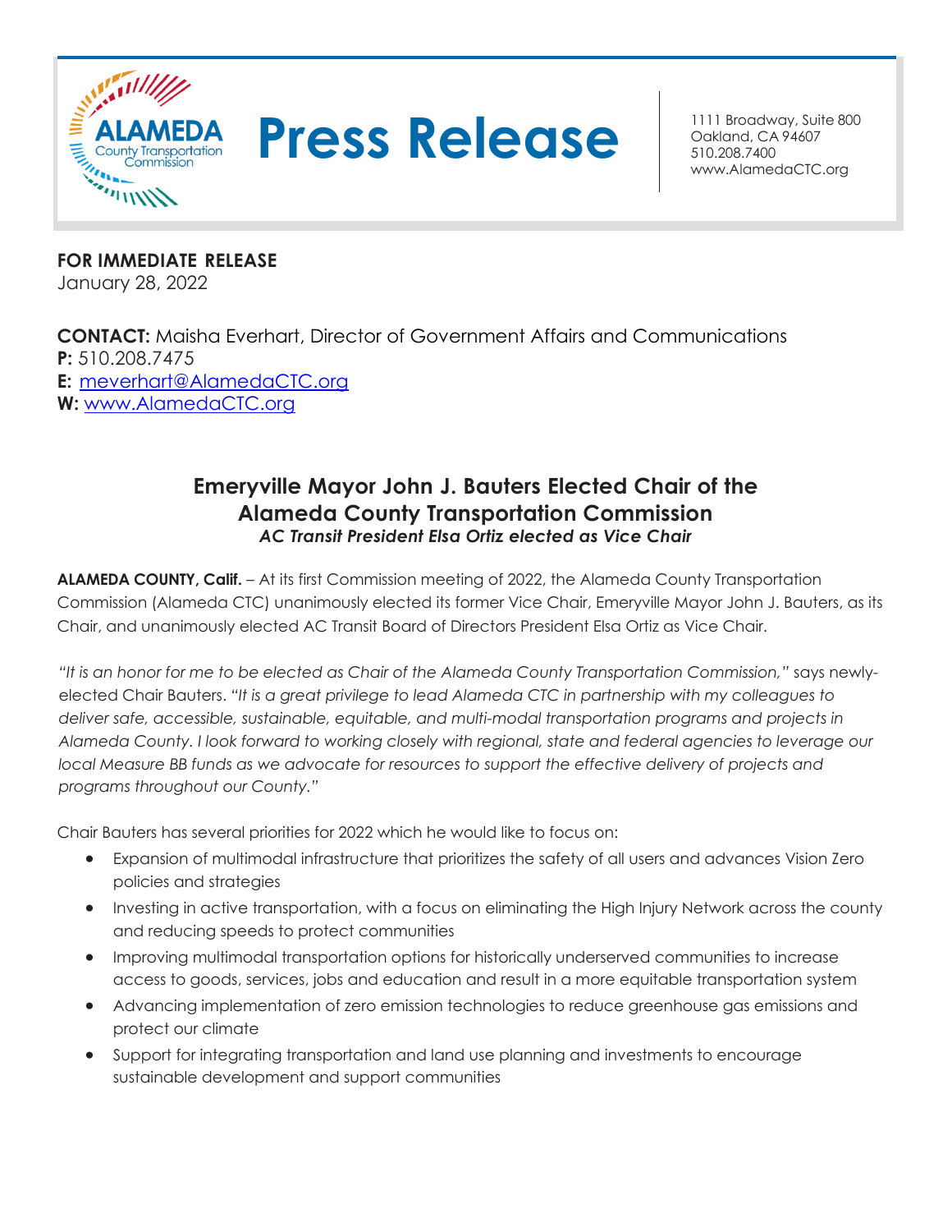ALAMEDA County Transportation Commission

# Press Release

1111 Broadway, Suite 800
Oakland, CA 94607
510.208.7400
www.AlamedaCTC.org

**FOR IMMEDIATE RELEASE**
January 28, 2022

**CONTACT:** Maisha Everhart, Director of Government Affairs and Communications
**P:** 510.208.7475
**E:** meverhart@AlamedaCTC.org
**W:** www.AlamedaCTC.org

## Emeryville Mayor John J. Bauters Elected Chair of the Alameda County Transportation Commission

***AC Transit President Elsa Ortiz elected as Vice Chair***

**ALAMEDA COUNTY, Calif.** – At its first Commission meeting of 2022, the Alameda County Transportation Commission (Alameda CTC) unanimously elected its former Vice Chair, Emeryville Mayor John J. Bauters, as its Chair, and unanimously elected AC Transit Board of Directors President Elsa Ortiz as Vice Chair.

*"It is an honor for me to be elected as Chair of the Alameda County Transportation Commission,"* says newly-elected Chair Bauters. *"It is a great privilege to lead Alameda CTC in partnership with my colleagues to deliver safe, accessible, sustainable, equitable, and multi-modal transportation programs and projects in Alameda County. I look forward to working closely with regional, state and federal agencies to leverage our local Measure BB funds as we advocate for resources to support the effective delivery of projects and programs throughout our County."*

Chair Bauters has several priorities for 2022 which he would like to focus on:

- Expansion of multimodal infrastructure that prioritizes the safety of all users and advances Vision Zero policies and strategies
- Investing in active transportation, with a focus on eliminating the High Injury Network across the county and reducing speeds to protect communities
- Improving multimodal transportation options for historically underserved communities to increase access to goods, services, jobs and education and result in a more equitable transportation system
- Advancing implementation of zero emission technologies to reduce greenhouse gas emissions and protect our climate
- Support for integrating transportation and land use planning and investments to encourage sustainable development and support communities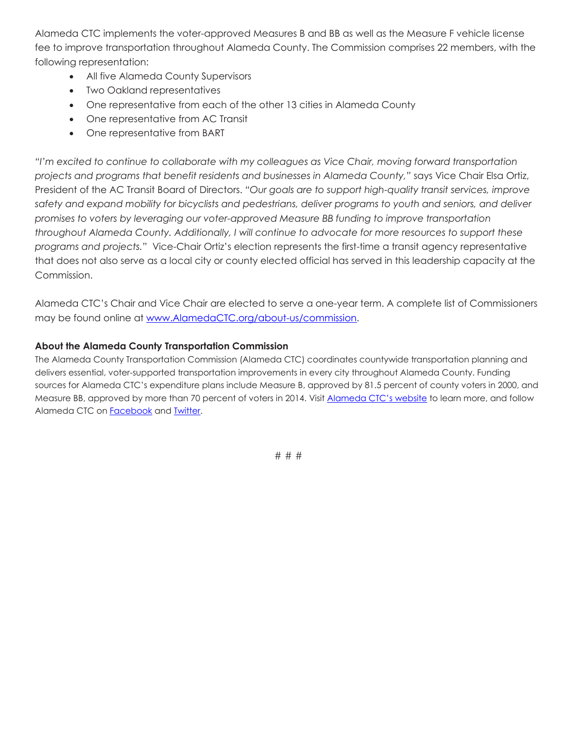Alameda CTC implements the voter-approved Measures B and BB as well as the Measure F vehicle license fee to improve transportation throughout Alameda County. The Commission comprises 22 members, with the following representation:

- All five Alameda County Supervisors
- Two Oakland representatives
- One representative from each of the other 13 cities in Alameda County
- One representative from AC Transit
- One representative from BART

*"I'm excited to continue to collaborate with my colleagues as Vice Chair, moving forward transportation projects and programs that benefit residents and businesses in Alameda County,"* says Vice Chair Elsa Ortiz, President of the AC Transit Board of Directors. *"Our goals are to support high-quality transit services, improve safety and expand mobility for bicyclists and pedestrians, deliver programs to youth and seniors, and deliver promises to voters by leveraging our voter-approved Measure BB funding to improve transportation throughout Alameda County. Additionally, I will continue to advocate for more resources to support these programs and projects."* Vice-Chair Ortiz's election represents the first-time a transit agency representative that does not also serve as a local city or county elected official has served in this leadership capacity at the Commission.

Alameda CTC's Chair and Vice Chair are elected to serve a one-year term. A complete list of Commissioners may be found online at [www.AlamedaCTC.org/about-us/commission](www.AlamedaCTC.org/about-us/commission).

**About the Alameda County Transportation Commission**

The Alameda County Transportation Commission (Alameda CTC) coordinates countywide transportation planning and delivers essential, voter-supported transportation improvements in every city throughout Alameda County. Funding sources for Alameda CTC's expenditure plans include Measure B, approved by 81.5 percent of county voters in 2000, and Measure BB, approved by more than 70 percent of voters in 2014. Visit Alameda CTC's website to learn more, and follow Alameda CTC on Facebook and Twitter.

# # #